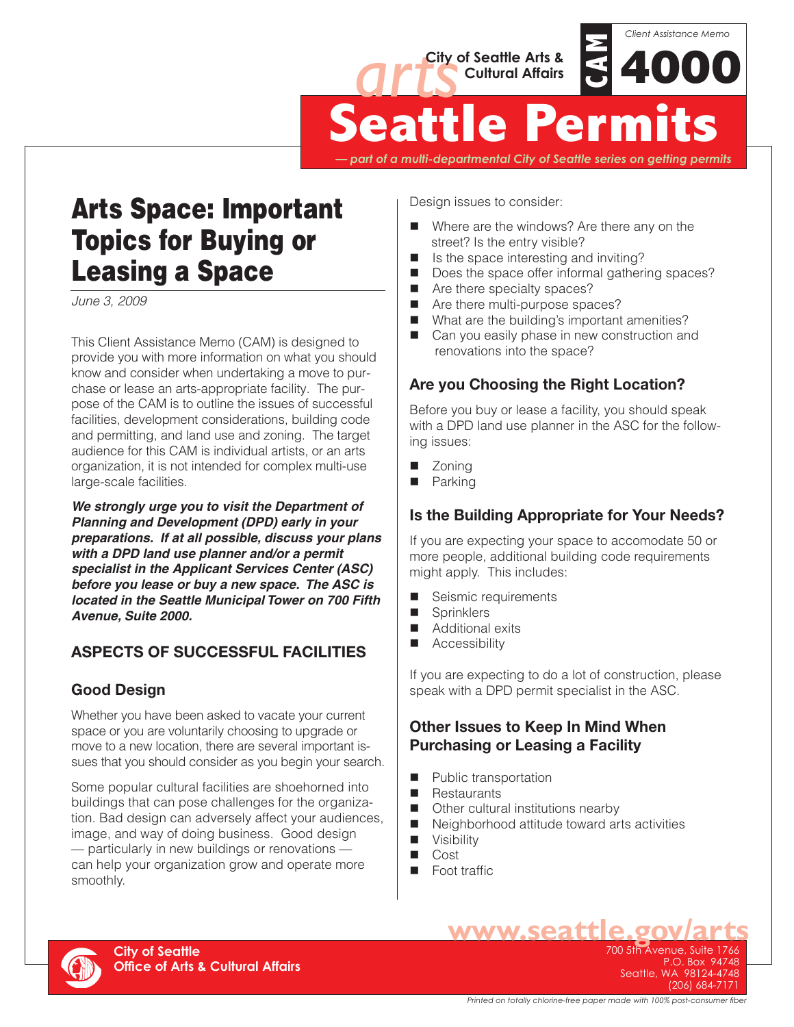City of Seattle Arts & Cultural Affairs

Client Assistance Memo

CAM 4000

# Seattle Permits

*— part of a multi-departmental City of Seattle series on getting permits*

# Arts Space: Important Topics for Buying or Leasing a Space

*June 3, 2009*

This Client Assistance Memo (CAM) is designed to provide you with more information on what you should know and consider when undertaking a move to purchase or lease an arts-appropriate facility. The purpose of the CAM is to outline the issues of successful facilities, development considerations, building code and permitting, and land use and zoning. The target audience for this CAM is individual artists, or an arts organization, it is not intended for complex multi-use large-scale facilities.

***We strongly urge you to visit the Department of Planning and Development (DPD) early in your preparations. If at all possible, discuss your plans with a DPD land use planner and/or a permit specialist in the Applicant Services Center (ASC) before you lease or buy a new space. The ASC is located in the Seattle Municipal Tower on 700 Fifth Avenue, Suite 2000.***

## ASPECTS OF SUCCESSFUL FACILITIES

### Good Design

Whether you have been asked to vacate your current space or you are voluntarily choosing to upgrade or move to a new location, there are several important issues that you should consider as you begin your search.

Some popular cultural facilities are shoehorned into buildings that can pose challenges for the organization. Bad design can adversely affect your audiences, image, and way of doing business. Good design — particularly in new buildings or renovations — can help your organization grow and operate more smoothly.

Design issues to consider:

- Where are the windows? Are there any on the street? Is the entry visible?
- Is the space interesting and inviting?
- Does the space offer informal gathering spaces?
- Are there specialty spaces?
- Are there multi-purpose spaces?
- What are the building's important amenities?
- Can you easily phase in new construction and renovations into the space?

### Are you Choosing the Right Location?

Before you buy or lease a facility, you should speak with a DPD land use planner in the ASC for the following issues:

- Zoning
- Parking

### Is the Building Appropriate for Your Needs?

If you are expecting your space to accomodate 50 or more people, additional building code requirements might apply. This includes:

- Seismic requirements
- Sprinklers
- Additional exits
- Accessibility

If you are expecting to do a lot of construction, please speak with a DPD permit specialist in the ASC.

### Other Issues to Keep In Mind When Purchasing or Leasing a Facility

- Public transportation
- Restaurants
- Other cultural institutions nearby
- Neighborhood attitude toward arts activities
- Visibility
- Cost
- Foot traffic

**City of Seattle**
**Office of Arts & Cultural Affairs**

www.seattle.gov/arts
700 5th Avenue, Suite 1766
P.O. Box 94748
Seattle, WA 98124-4748
(206) 684-7171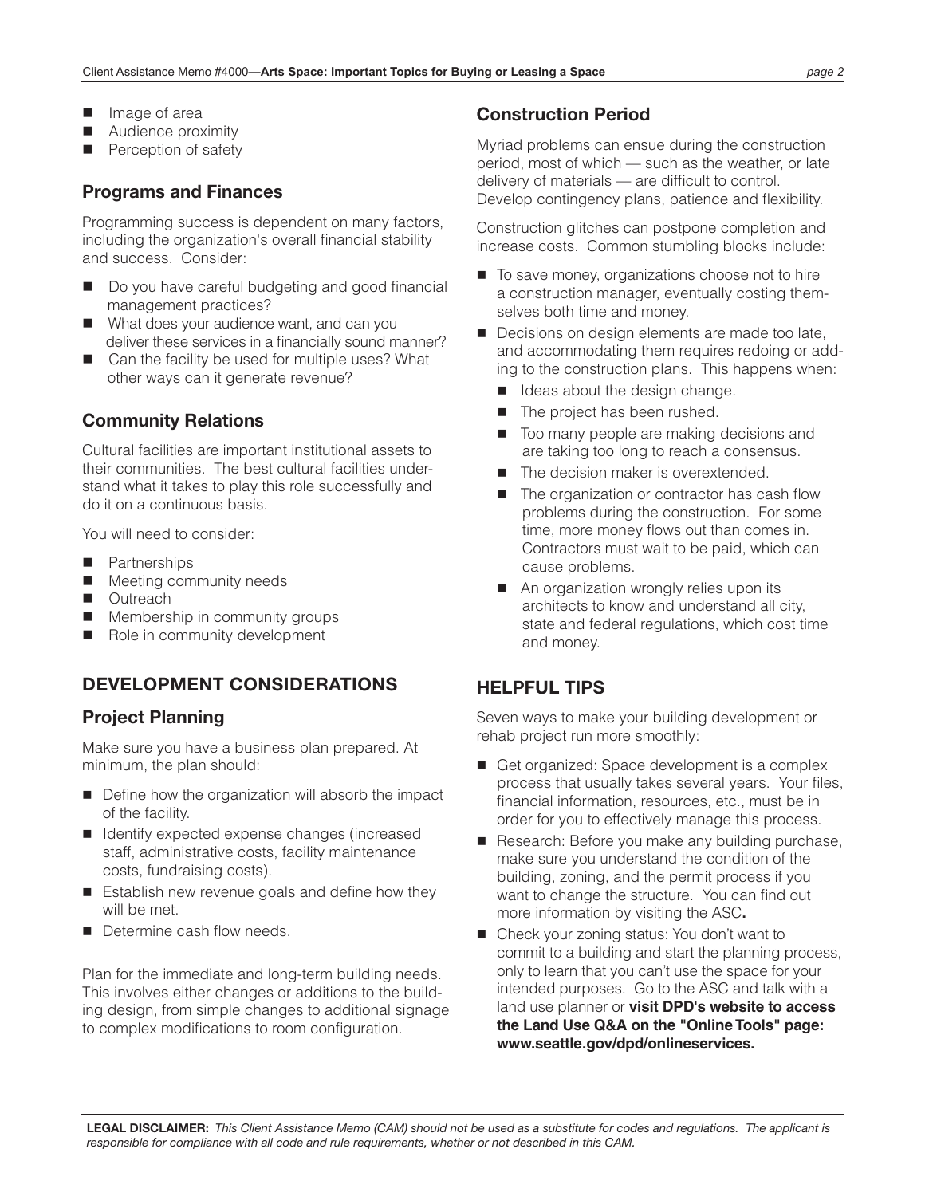- Image of area
- Audience proximity
- Perception of safety

### Programs and Finances

Programming success is dependent on many factors, including the organization's overall financial stability and success. Consider:

- Do you have careful budgeting and good financial management practices?
- What does your audience want, and can you deliver these services in a financially sound manner?
- Can the facility be used for multiple uses? What other ways can it generate revenue?

### Community Relations

Cultural facilities are important institutional assets to their communities. The best cultural facilities understand what it takes to play this role successfully and do it on a continuous basis.

You will need to consider:

- Partnerships
- Meeting community needs
- Outreach
- Membership in community groups
- Role in community development

## DEVELOPMENT CONSIDERATIONS

### Project Planning

Make sure you have a business plan prepared. At minimum, the plan should:

- Define how the organization will absorb the impact of the facility.
- Identify expected expense changes (increased staff, administrative costs, facility maintenance costs, fundraising costs).
- Establish new revenue goals and define how they will be met.
- Determine cash flow needs.

Plan for the immediate and long-term building needs. This involves either changes or additions to the building design, from simple changes to additional signage to complex modifications to room configuration.

### Construction Period

Myriad problems can ensue during the construction period, most of which — such as the weather, or late delivery of materials — are difficult to control. Develop contingency plans, patience and flexibility.

Construction glitches can postpone completion and increase costs. Common stumbling blocks include:

- To save money, organizations choose not to hire a construction manager, eventually costing themselves both time and money.
- Decisions on design elements are made too late, and accommodating them requires redoing or adding to the construction plans. This happens when:
  - Ideas about the design change.
  - The project has been rushed.
  - Too many people are making decisions and are taking too long to reach a consensus.
  - The decision maker is overextended.
  - The organization or contractor has cash flow problems during the construction. For some time, more money flows out than comes in. Contractors must wait to be paid, which can cause problems.
  - An organization wrongly relies upon its architects to know and understand all city, state and federal regulations, which cost time and money.

## HELPFUL TIPS

Seven ways to make your building development or rehab project run more smoothly:

- Get organized: Space development is a complex process that usually takes several years. Your files, financial information, resources, etc., must be in order for you to effectively manage this process.
- Research: Before you make any building purchase, make sure you understand the condition of the building, zoning, and the permit process if you want to change the structure. You can find out more information by visiting the ASC**.**
- Check your zoning status: You don't want to commit to a building and start the planning process, only to learn that you can't use the space for your intended purposes. Go to the ASC and talk with a land use planner or **visit DPD's website to access the Land Use Q&A on the "Online Tools" page: www.seattle.gov/dpd/onlineservices.**

**LEGAL DISCLAIMER:** *This Client Assistance Memo (CAM) should not be used as a substitute for codes and regulations. The applicant is responsible for compliance with all code and rule requirements, whether or not described in this CAM.*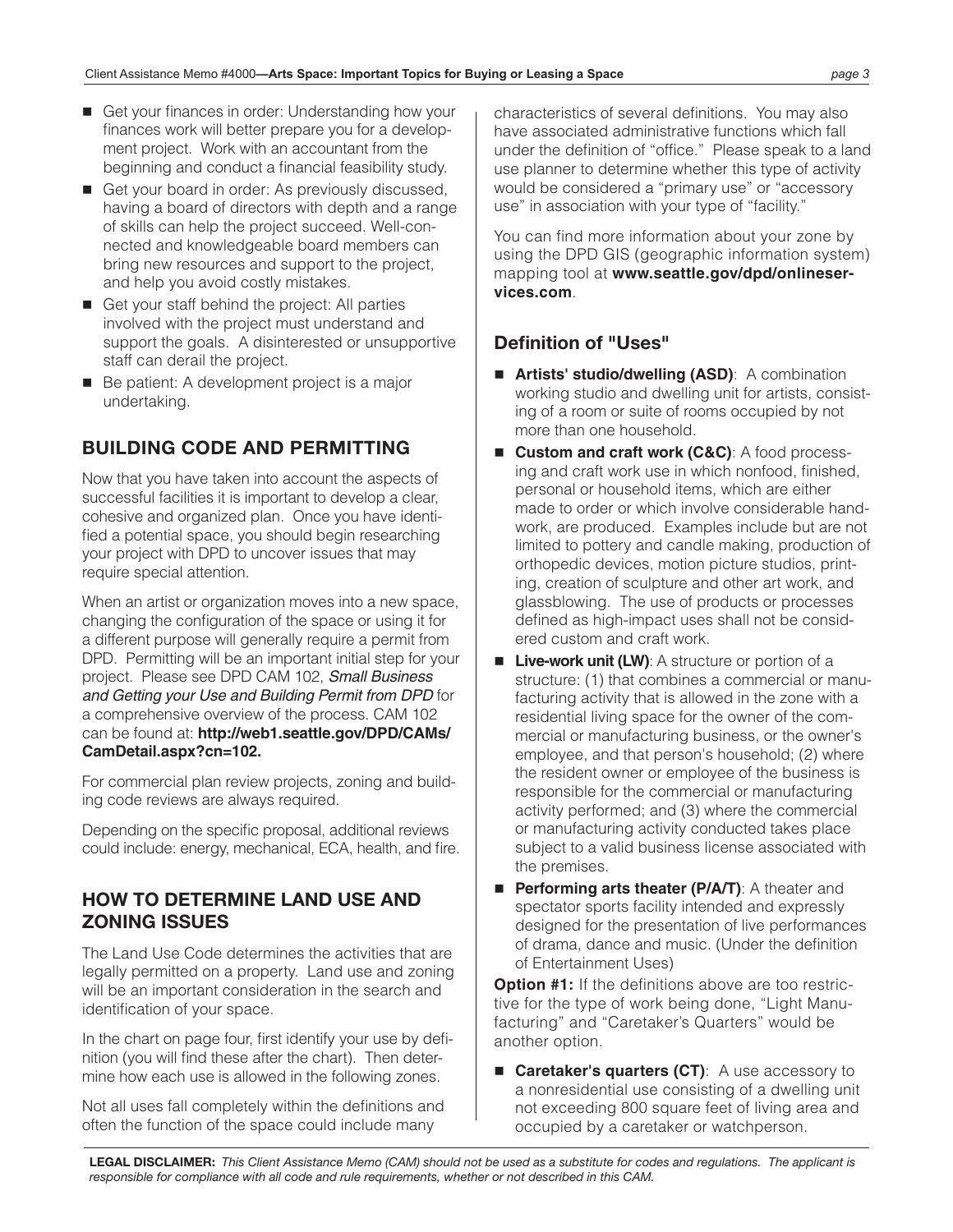- Get your finances in order: Understanding how your finances work will better prepare you for a development project. Work with an accountant from the beginning and conduct a financial feasibility study.
- Get your board in order: As previously discussed, having a board of directors with depth and a range of skills can help the project succeed. Well-connected and knowledgeable board members can bring new resources and support to the project, and help you avoid costly mistakes.
- Get your staff behind the project: All parties involved with the project must understand and support the goals. A disinterested or unsupportive staff can derail the project.
- Be patient: A development project is a major undertaking.

## BUILDING CODE AND PERMITTING

Now that you have taken into account the aspects of successful facilities it is important to develop a clear, cohesive and organized plan. Once you have identified a potential space, you should begin researching your project with DPD to uncover issues that may require special attention.

When an artist or organization moves into a new space, changing the configuration of the space or using it for a different purpose will generally require a permit from DPD. Permitting will be an important initial step for your project. Please see DPD CAM 102, *Small Business and Getting your Use and Building Permit from DPD* for a comprehensive overview of the process. CAM 102 can be found at: **http://web1.seattle.gov/DPD/CAMs/CamDetail.aspx?cn=102.**

For commercial plan review projects, zoning and building code reviews are always required.

Depending on the specific proposal, additional reviews could include: energy, mechanical, ECA, health, and fire.

## HOW TO DETERMINE LAND USE AND ZONING ISSUES

The Land Use Code determines the activities that are legally permitted on a property. Land use and zoning will be an important consideration in the search and identification of your space.

In the chart on page four, first identify your use by definition (you will find these after the chart). Then determine how each use is allowed in the following zones.

Not all uses fall completely within the definitions and often the function of the space could include many characteristics of several definitions. You may also have associated administrative functions which fall under the definition of "office." Please speak to a land use planner to determine whether this type of activity would be considered a "primary use" or "accessory use" in association with your type of "facility."

You can find more information about your zone by using the DPD GIS (geographic information system) mapping tool at **www.seattle.gov/dpd/onlineservices.com**.

### Definition of "Uses"

- **Artists' studio/dwelling (ASD)**: A combination working studio and dwelling unit for artists, consisting of a room or suite of rooms occupied by not more than one household.
- **Custom and craft work (C&C)**: A food processing and craft work use in which nonfood, finished, personal or household items, which are either made to order or which involve considerable handwork, are produced. Examples include but are not limited to pottery and candle making, production of orthopedic devices, motion picture studios, printing, creation of sculpture and other art work, and glassblowing. The use of products or processes defined as high-impact uses shall not be considered custom and craft work.
- **Live-work unit (LW)**: A structure or portion of a structure: (1) that combines a commercial or manufacturing activity that is allowed in the zone with a residential living space for the owner of the commercial or manufacturing business, or the owner's employee, and that person's household; (2) where the resident owner or employee of the business is responsible for the commercial or manufacturing activity performed; and (3) where the commercial or manufacturing activity conducted takes place subject to a valid business license associated with the premises.
- **Performing arts theater (P/A/T)**: A theater and spectator sports facility intended and expressly designed for the presentation of live performances of drama, dance and music. (Under the definition of Entertainment Uses)

**Option #1:** If the definitions above are too restrictive for the type of work being done, "Light Manufacturing" and "Caretaker's Quarters" would be another option.

- **Caretaker's quarters (CT)**: A use accessory to a nonresidential use consisting of a dwelling unit not exceeding 800 square feet of living area and occupied by a caretaker or watchperson.

**LEGAL DISCLAIMER:** *This Client Assistance Memo (CAM) should not be used as a substitute for codes and regulations. The applicant is responsible for compliance with all code and rule requirements, whether or not described in this CAM.*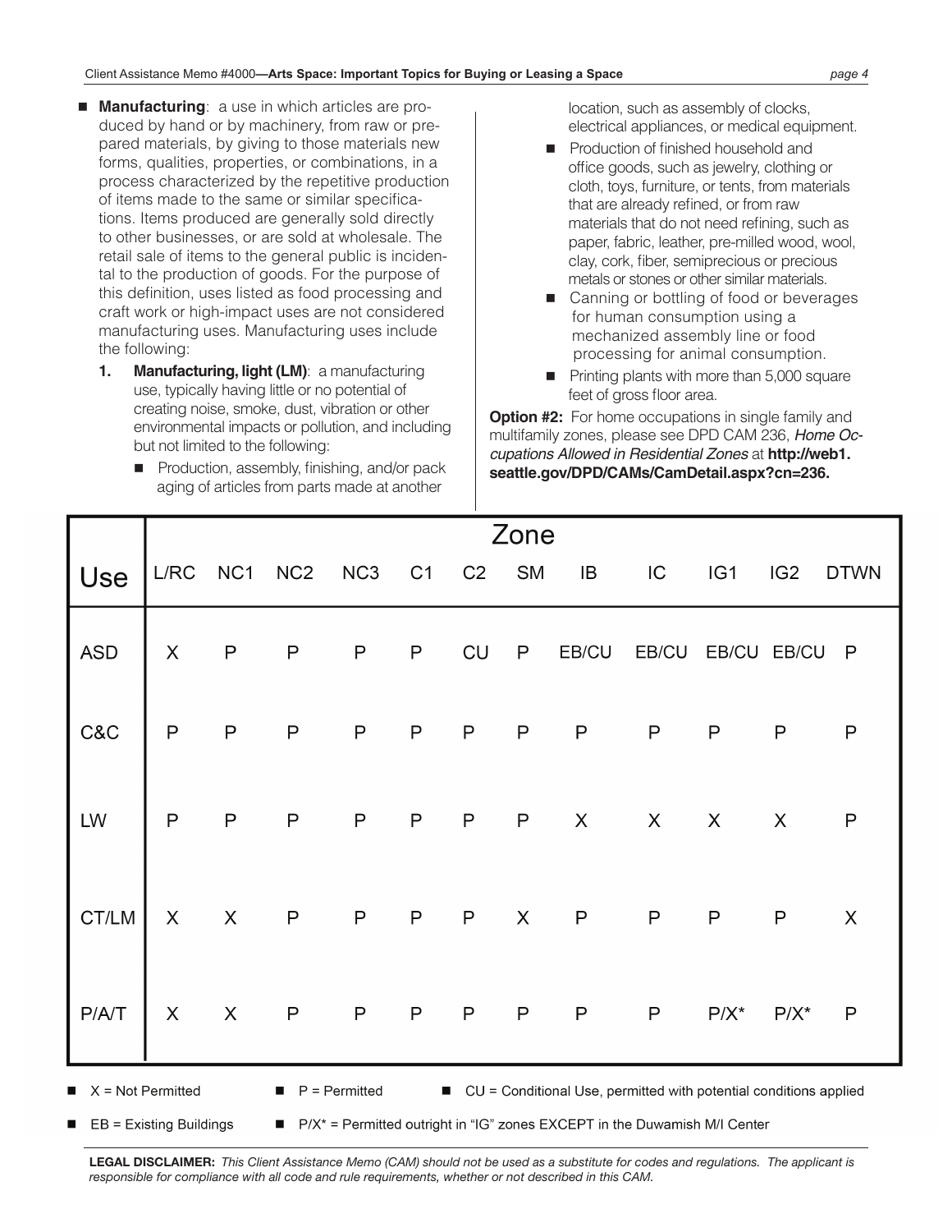- **Manufacturing**: a use in which articles are produced by hand or by machinery, from raw or prepared materials, by giving to those materials new forms, qualities, properties, or combinations, in a process characterized by the repetitive production of items made to the same or similar specifications. Items produced are generally sold directly to other businesses, or are sold at wholesale. The retail sale of items to the general public is incidental to the production of goods. For the purpose of this definition, uses listed as food processing and craft work or high-impact uses are not considered manufacturing uses. Manufacturing uses include the following:
  1. **Manufacturing, light (LM)**: a manufacturing use, typically having little or no potential of creating noise, smoke, dust, vibration or other environmental impacts or pollution, and including but not limited to the following:
     - Production, assembly, finishing, and/or packaging of articles from parts made at another location, such as assembly of clocks, electrical appliances, or medical equipment.
     - Production of finished household and office goods, such as jewelry, clothing or cloth, toys, furniture, or tents, from materials that are already refined, or from raw materials that do not need refining, such as paper, fabric, leather, pre-milled wood, wool, clay, cork, fiber, semiprecious or precious metals or stones or other similar materials.
     - Canning or bottling of food or beverages for human consumption using a mechanized assembly line or food processing for animal consumption.
     - Printing plants with more than 5,000 square feet of gross floor area.

**Option #2:** For home occupations in single family and multifamily zones, please see DPD CAM 236, *Home Occupations Allowed in Residential Zones* at **http://web1.seattle.gov/DPD/CAMs/CamDetail.aspx?cn=236.**

| Use | Zone | | | | | | | | | | | |
|---|---|---|---|---|---|---|---|---|---|---|---|---|
| | L/RC | NC1 | NC2 | NC3 | C1 | C2 | SM | IB | IC | IG1 | IG2 | DTWN |
| ASD | X | P | P | P | P | CU | P | EB/CU | EB/CU | EB/CU | EB/CU | P |
| C&C | P | P | P | P | P | P | P | P | P | P | P | P |
| LW | P | P | P | P | P | P | P | X | X | X | X | P |
| CT/LM | X | X | P | P | P | P | X | P | P | P | P | X |
| P/A/T | X | X | P | P | P | P | P | P | P | P/X* | P/X* | P |

- X = Not Permitted
- P = Permitted
- CU = Conditional Use, permitted with potential conditions applied
- EB = Existing Buildings
- P/X* = Permitted outright in "IG" zones EXCEPT in the Duwamish M/I Center

**LEGAL DISCLAIMER:** *This Client Assistance Memo (CAM) should not be used as a substitute for codes and regulations. The applicant is responsible for compliance with all code and rule requirements, whether or not described in this CAM.*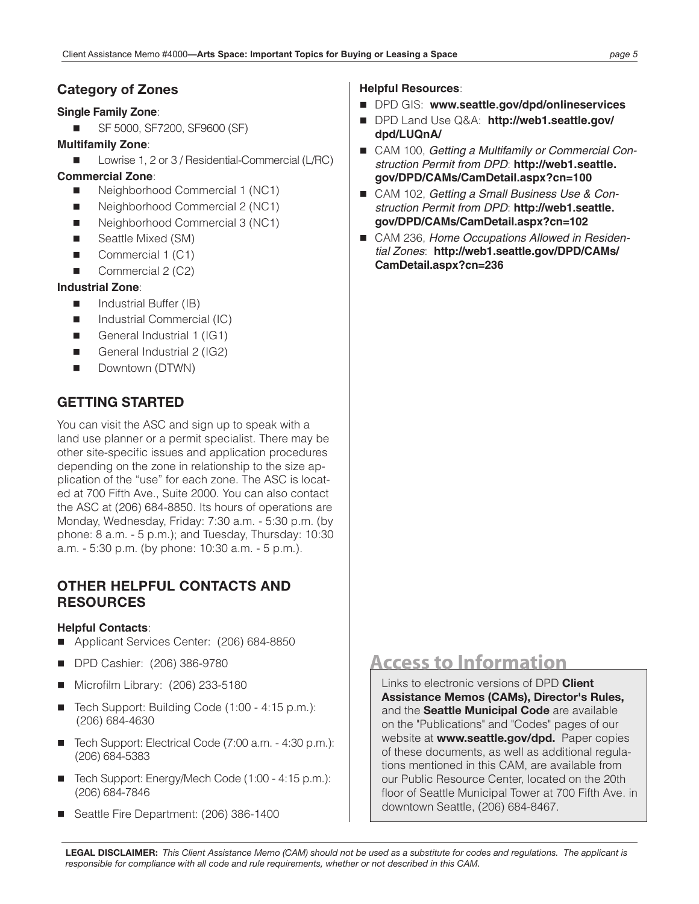## Category of Zones

**Single Family Zone**:

- SF 5000, SF7200, SF9600 (SF)

**Multifamily Zone**:

- Lowrise 1, 2 or 3 / Residential-Commercial (L/RC)

**Commercial Zone**:

- Neighborhood Commercial 1 (NC1)
- Neighborhood Commercial 2 (NC1)
- Neighborhood Commercial 3 (NC1)
- Seattle Mixed (SM)
- Commercial 1 (C1)
- Commercial 2 (C2)

**Industrial Zone**:

- Industrial Buffer (IB)
- Industrial Commercial (IC)
- General Industrial 1 (IG1)
- General Industrial 2 (IG2)
- Downtown (DTWN)

## GETTING STARTED

You can visit the ASC and sign up to speak with a land use planner or a permit specialist. There may be other site-specific issues and application procedures depending on the zone in relationship to the size application of the "use" for each zone. The ASC is located at 700 Fifth Ave., Suite 2000. You can also contact the ASC at (206) 684-8850. Its hours of operations are Monday, Wednesday, Friday: 7:30 a.m. - 5:30 p.m. (by phone: 8 a.m. - 5 p.m.); and Tuesday, Thursday: 10:30 a.m. - 5:30 p.m. (by phone: 10:30 a.m. - 5 p.m.).

## OTHER HELPFUL CONTACTS AND RESOURCES

**Helpful Contacts**:

- Applicant Services Center: (206) 684-8850
- DPD Cashier: (206) 386-9780
- Microfilm Library: (206) 233-5180
- Tech Support: Building Code (1:00 - 4:15 p.m.): (206) 684-4630
- Tech Support: Electrical Code (7:00 a.m. - 4:30 p.m.): (206) 684-5383
- Tech Support: Energy/Mech Code (1:00 - 4:15 p.m.): (206) 684-7846
- Seattle Fire Department: (206) 386-1400

**Helpful Resources**:

- DPD GIS: **www.seattle.gov/dpd/onlineservices**
- DPD Land Use Q&A: **http://web1.seattle.gov/dpd/LUQnA/**
- CAM 100, *Getting a Multifamily or Commercial Construction Permit from DPD*: **http://web1.seattle.gov/DPD/CAMs/CamDetail.aspx?cn=100**
- CAM 102, *Getting a Small Business Use & Construction Permit from DPD*: **http://web1.seattle.gov/DPD/CAMs/CamDetail.aspx?cn=102**
- CAM 236, *Home Occupations Allowed in Residential Zones*: **http://web1.seattle.gov/DPD/CAMs/CamDetail.aspx?cn=236**

## Access to Information

Links to electronic versions of DPD **Client Assistance Memos (CAMs), Director's Rules,** and the **Seattle Municipal Code** are available on the "Publications" and "Codes" pages of our website at **www.seattle.gov/dpd.** Paper copies of these documents, as well as additional regulations mentioned in this CAM, are available from our Public Resource Center, located on the 20th floor of Seattle Municipal Tower at 700 Fifth Ave. in downtown Seattle, (206) 684-8467.

**LEGAL DISCLAIMER:** *This Client Assistance Memo (CAM) should not be used as a substitute for codes and regulations. The applicant is responsible for compliance with all code and rule requirements, whether or not described in this CAM.*